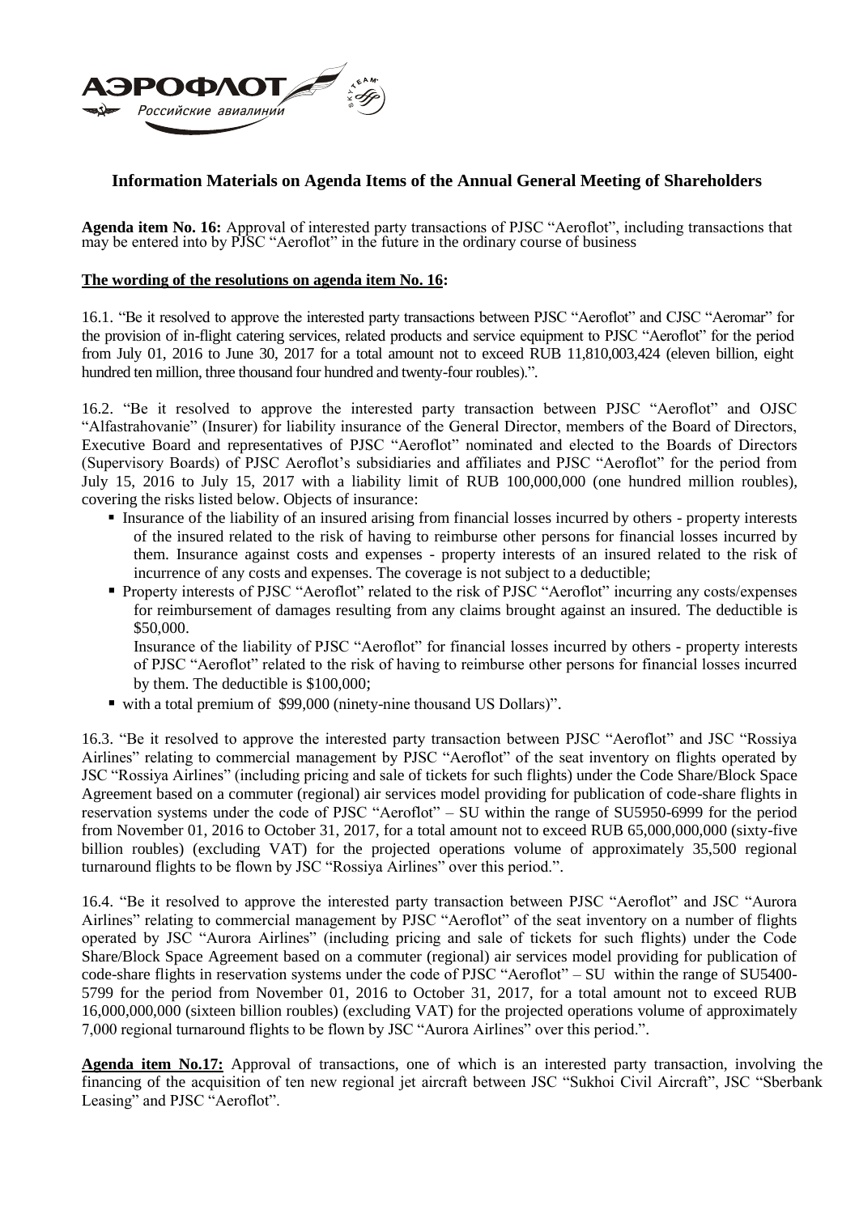## Information Materials on Agenda Items of the Annual General Meeting of Shareholders

**Agenda item No. 16:** Approval of interested party transactions of PJSC "Aeroflot", including transactions that may be entered into by PJSC "Aeroflot" in the future in the ordinary course of business

**The wording of the resolutions on agenda item No. 16:**

16.1. "Be it resolved to approve the interested party transactions between PJSC "Aeroflot" and CJSC "Aeromar" for the provision of in-flight catering services, related products and service equipment to PJSC "Aeroflot" for the period from July 01, 2016 to June 30, 2017 for a total amount not to exceed RUB 11,810,003,424 (eleven billion, eight hundred ten million, three thousand four hundred and twenty-four roubles).".

16.2. "Be it resolved to approve the interested party transaction between PJSC "Aeroflot" and OJSC "Alfastrahovanie" (Insurer) for liability insurance of the General Director, members of the Board of Directors, Executive Board and representatives of PJSC "Aeroflot" nominated and elected to the Boards of Directors (Supervisory Boards) of PJSC Aeroflot's subsidiaries and affiliates and PJSC "Aeroflot" for the period from July 15, 2016 to July 15, 2017 with a liability limit of RUB 100,000,000 (one hundred million roubles), covering the risks listed below. Objects of insurance:

- Insurance of the liability of an insured arising from financial losses incurred by others - property interests of the insured related to the risk of having to reimburse other persons for financial losses incurred by them. Insurance against costs and expenses - property interests of an insured related to the risk of incurrence of any costs and expenses. The coverage is not subject to a deductible;
- Property interests of PJSC "Aeroflot" related to the risk of PJSC "Aeroflot" incurring any costs/expenses for reimbursement of damages resulting from any claims brought against an insured. The deductible is $50,000.

  Insurance of the liability of PJSC "Aeroflot" for financial losses incurred by others - property interests of PJSC "Aeroflot" related to the risk of having to reimburse other persons for financial losses incurred by them. The deductible is $100,000;
- with a total premium of $99,000 (ninety-nine thousand US Dollars)".

16.3. "Be it resolved to approve the interested party transaction between PJSC "Aeroflot" and JSC "Rossiya Airlines" relating to commercial management by PJSC "Aeroflot" of the seat inventory on flights operated by JSC "Rossiya Airlines" (including pricing and sale of tickets for such flights) under the Code Share/Block Space Agreement based on a commuter (regional) air services model providing for publication of code-share flights in reservation systems under the code of PJSC "Aeroflot" – SU within the range of SU5950-6999 for the period from November 01, 2016 to October 31, 2017, for a total amount not to exceed RUB 65,000,000,000 (sixty-five billion roubles) (excluding VAT) for the projected operations volume of approximately 35,500 regional turnaround flights to be flown by JSC "Rossiya Airlines" over this period.".

16.4. "Be it resolved to approve the interested party transaction between PJSC "Aeroflot" and JSC "Aurora Airlines" relating to commercial management by PJSC "Aeroflot" of the seat inventory on a number of flights operated by JSC "Aurora Airlines" (including pricing and sale of tickets for such flights) under the Code Share/Block Space Agreement based on a commuter (regional) air services model providing for publication of code-share flights in reservation systems under the code of PJSC "Aeroflot" – SU within the range of SU5400-5799 for the period from November 01, 2016 to October 31, 2017, for a total amount not to exceed RUB 16,000,000,000 (sixteen billion roubles) (excluding VAT) for the projected operations volume of approximately 7,000 regional turnaround flights to be flown by JSC "Aurora Airlines" over this period.".

**Agenda item No.17:** Approval of transactions, one of which is an interested party transaction, involving the financing of the acquisition of ten new regional jet aircraft between JSC "Sukhoi Civil Aircraft", JSC "Sberbank Leasing" and PJSC "Aeroflot".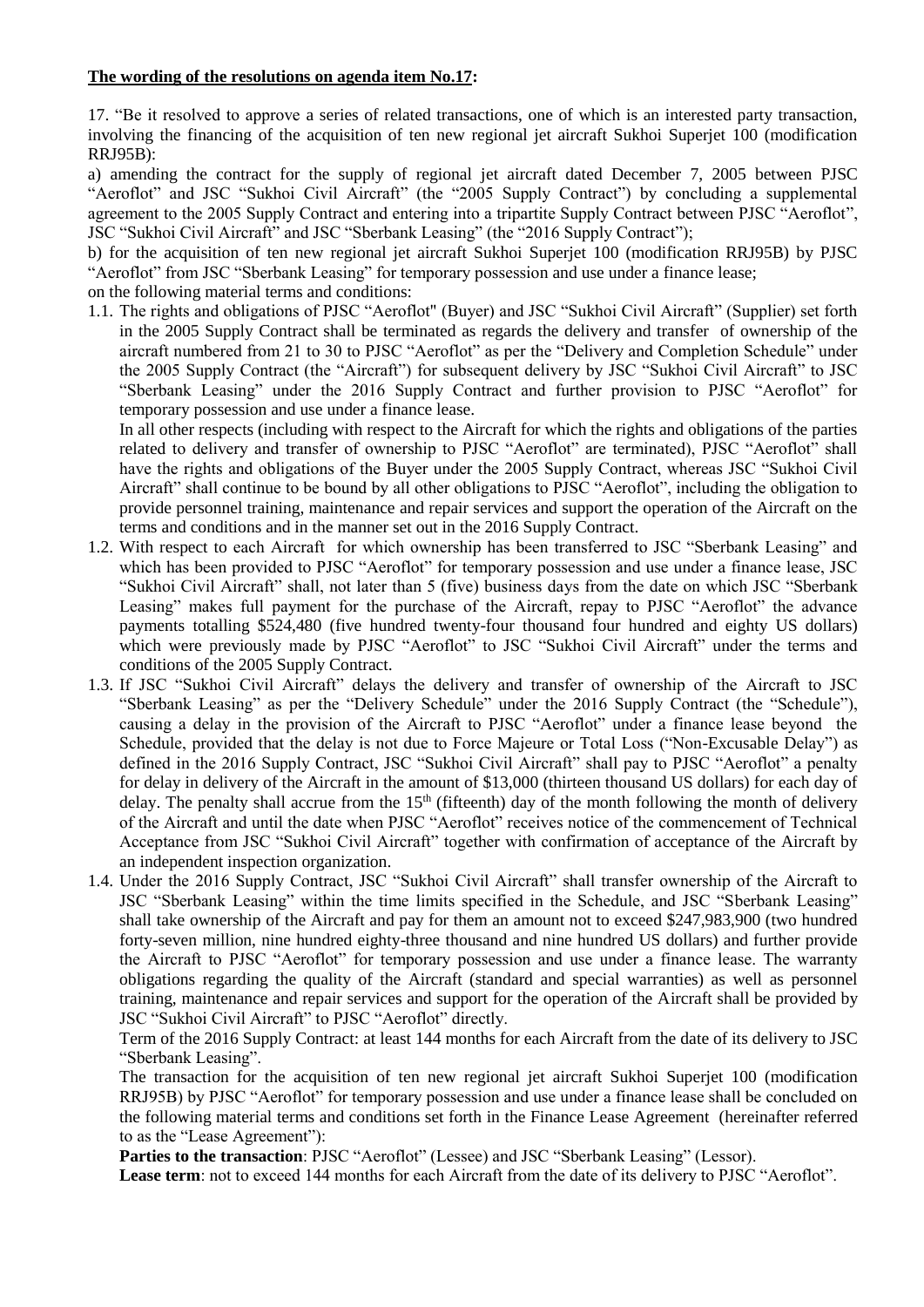**The wording of the resolutions on agenda item No.17:**

17. "Be it resolved to approve a series of related transactions, one of which is an interested party transaction, involving the financing of the acquisition of ten new regional jet aircraft Sukhoi Superjet 100 (modification RRJ95B):

a) amending the contract for the supply of regional jet aircraft dated December 7, 2005 between PJSC "Aeroflot" and JSC "Sukhoi Civil Aircraft" (the "2005 Supply Contract") by concluding a supplemental agreement to the 2005 Supply Contract and entering into a tripartite Supply Contract between PJSC "Aeroflot", JSC "Sukhoi Civil Aircraft" and JSC "Sberbank Leasing" (the "2016 Supply Contract");

b) for the acquisition of ten new regional jet aircraft Sukhoi Superjet 100 (modification RRJ95B) by PJSC "Aeroflot" from JSC "Sberbank Leasing" for temporary possession and use under a finance lease;

on the following material terms and conditions:

1.1. The rights and obligations of PJSC "Aeroflot" (Buyer) and JSC "Sukhoi Civil Aircraft" (Supplier) set forth in the 2005 Supply Contract shall be terminated as regards the delivery and transfer of ownership of the aircraft numbered from 21 to 30 to PJSC "Aeroflot" as per the "Delivery and Completion Schedule" under the 2005 Supply Contract (the "Aircraft") for subsequent delivery by JSC "Sukhoi Civil Aircraft" to JSC "Sberbank Leasing" under the 2016 Supply Contract and further provision to PJSC "Aeroflot" for temporary possession and use under a finance lease.

    In all other respects (including with respect to the Aircraft for which the rights and obligations of the parties related to delivery and transfer of ownership to PJSC "Aeroflot" are terminated), PJSC "Aeroflot" shall have the rights and obligations of the Buyer under the 2005 Supply Contract, whereas JSC "Sukhoi Civil Aircraft" shall continue to be bound by all other obligations to PJSC "Aeroflot", including the obligation to provide personnel training, maintenance and repair services and support the operation of the Aircraft on the terms and conditions and in the manner set out in the 2016 Supply Contract.

1.2. With respect to each Aircraft for which ownership has been transferred to JSC "Sberbank Leasing" and which has been provided to PJSC "Aeroflot" for temporary possession and use under a finance lease, JSC "Sukhoi Civil Aircraft" shall, not later than 5 (five) business days from the date on which JSC "Sberbank Leasing" makes full payment for the purchase of the Aircraft, repay to PJSC "Aeroflot" the advance payments totalling $524,480 (five hundred twenty-four thousand four hundred and eighty US dollars) which were previously made by PJSC "Aeroflot" to JSC "Sukhoi Civil Aircraft" under the terms and conditions of the 2005 Supply Contract.

1.3. If JSC "Sukhoi Civil Aircraft" delays the delivery and transfer of ownership of the Aircraft to JSC "Sberbank Leasing" as per the "Delivery Schedule" under the 2016 Supply Contract (the "Schedule"), causing a delay in the provision of the Aircraft to PJSC "Aeroflot" under a finance lease beyond the Schedule, provided that the delay is not due to Force Majeure or Total Loss ("Non-Excusable Delay") as defined in the 2016 Supply Contract, JSC "Sukhoi Civil Aircraft" shall pay to PJSC "Aeroflot" a penalty for delay in delivery of the Aircraft in the amount of $13,000 (thirteen thousand US dollars) for each day of delay. The penalty shall accrue from the 15th (fifteenth) day of the month following the month of delivery of the Aircraft and until the date when PJSC "Aeroflot" receives notice of the commencement of Technical Acceptance from JSC "Sukhoi Civil Aircraft" together with confirmation of acceptance of the Aircraft by an independent inspection organization.

1.4. Under the 2016 Supply Contract, JSC "Sukhoi Civil Aircraft" shall transfer ownership of the Aircraft to JSC "Sberbank Leasing" within the time limits specified in the Schedule, and JSC "Sberbank Leasing" shall take ownership of the Aircraft and pay for them an amount not to exceed $247,983,900 (two hundred forty-seven million, nine hundred eighty-three thousand and nine hundred US dollars) and further provide the Aircraft to PJSC "Aeroflot" for temporary possession and use under a finance lease. The warranty obligations regarding the quality of the Aircraft (standard and special warranties) as well as personnel training, maintenance and repair services and support for the operation of the Aircraft shall be provided by JSC "Sukhoi Civil Aircraft" to PJSC "Aeroflot" directly.

    Term of the 2016 Supply Contract: at least 144 months for each Aircraft from the date of its delivery to JSC "Sberbank Leasing".

    The transaction for the acquisition of ten new regional jet aircraft Sukhoi Superjet 100 (modification RRJ95B) by PJSC "Aeroflot" for temporary possession and use under a finance lease shall be concluded on the following material terms and conditions set forth in the Finance Lease Agreement (hereinafter referred to as the "Lease Agreement"):

    **Parties to the transaction**: PJSC "Aeroflot" (Lessee) and JSC "Sberbank Leasing" (Lessor).

    **Lease term**: not to exceed 144 months for each Aircraft from the date of its delivery to PJSC "Aeroflot".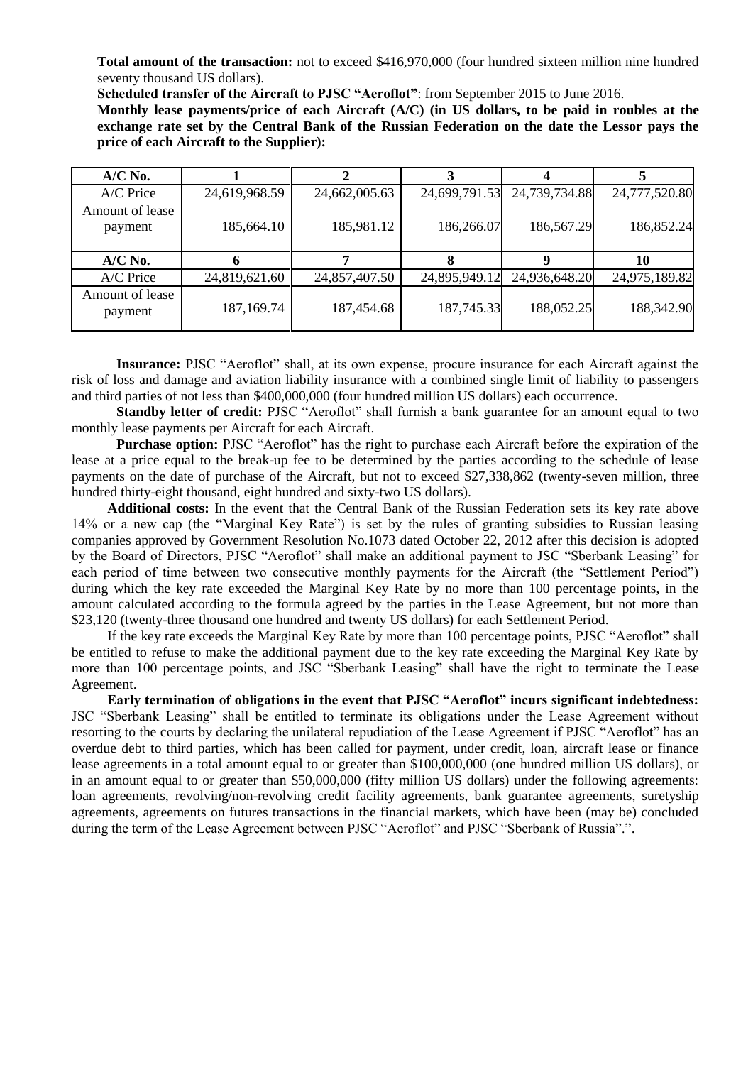**Total amount of the transaction:** not to exceed $416,970,000 (four hundred sixteen million nine hundred seventy thousand US dollars).

**Scheduled transfer of the Aircraft to PJSC "Aeroflot"**: from September 2015 to June 2016.

**Monthly lease payments/price of each Aircraft (A/C) (in US dollars, to be paid in roubles at the exchange rate set by the Central Bank of the Russian Federation on the date the Lessor pays the price of each Aircraft to the Supplier):**

| **A/C No.** | **1** | **2** | **3** | **4** | **5** |
|---|---|---|---|---|---|
| A/C Price | 24,619,968.59 | 24,662,005.63 | 24,699,791.53 | 24,739,734.88 | 24,777,520.80 |
| Amount of lease payment | 185,664.10 | 185,981.12 | 186,266.07 | 186,567.29 | 186,852.24 |
| **A/C No.** | **6** | **7** | **8** | **9** | **10** |
| A/C Price | 24,819,621.60 | 24,857,407.50 | 24,895,949.12 | 24,936,648.20 | 24,975,189.82 |
| Amount of lease payment | 187,169.74 | 187,454.68 | 187,745.33 | 188,052.25 | 188,342.90 |

**Insurance:** PJSC "Aeroflot" shall, at its own expense, procure insurance for each Aircraft against the risk of loss and damage and aviation liability insurance with a combined single limit of liability to passengers and third parties of not less than $400,000,000 (four hundred million US dollars) each occurrence.

**Standby letter of credit:** PJSC "Aeroflot" shall furnish a bank guarantee for an amount equal to two monthly lease payments per Aircraft for each Aircraft.

**Purchase option:** PJSC "Aeroflot" has the right to purchase each Aircraft before the expiration of the lease at a price equal to the break-up fee to be determined by the parties according to the schedule of lease payments on the date of purchase of the Aircraft, but not to exceed $27,338,862 (twenty-seven million, three hundred thirty-eight thousand, eight hundred and sixty-two US dollars).

**Additional costs:** In the event that the Central Bank of the Russian Federation sets its key rate above 14% or a new cap (the "Marginal Key Rate") is set by the rules of granting subsidies to Russian leasing companies approved by Government Resolution No.1073 dated October 22, 2012 after this decision is adopted by the Board of Directors, PJSC "Aeroflot" shall make an additional payment to JSC "Sberbank Leasing" for each period of time between two consecutive monthly payments for the Aircraft (the "Settlement Period") during which the key rate exceeded the Marginal Key Rate by no more than 100 percentage points, in the amount calculated according to the formula agreed by the parties in the Lease Agreement, but not more than $23,120 (twenty-three thousand one hundred and twenty US dollars) for each Settlement Period.

If the key rate exceeds the Marginal Key Rate by more than 100 percentage points, PJSC "Aeroflot" shall be entitled to refuse to make the additional payment due to the key rate exceeding the Marginal Key Rate by more than 100 percentage points, and JSC "Sberbank Leasing" shall have the right to terminate the Lease Agreement.

**Early termination of obligations in the event that PJSC "Aeroflot" incurs significant indebtedness:** JSC "Sberbank Leasing" shall be entitled to terminate its obligations under the Lease Agreement without resorting to the courts by declaring the unilateral repudiation of the Lease Agreement if PJSC "Aeroflot" has an overdue debt to third parties, which has been called for payment, under credit, loan, aircraft lease or finance lease agreements in a total amount equal to or greater than $100,000,000 (one hundred million US dollars), or in an amount equal to or greater than $50,000,000 (fifty million US dollars) under the following agreements: loan agreements, revolving/non-revolving credit facility agreements, bank guarantee agreements, suretyship agreements, agreements on futures transactions in the financial markets, which have been (may be) concluded during the term of the Lease Agreement between PJSC "Aeroflot" and PJSC "Sberbank of Russia".".